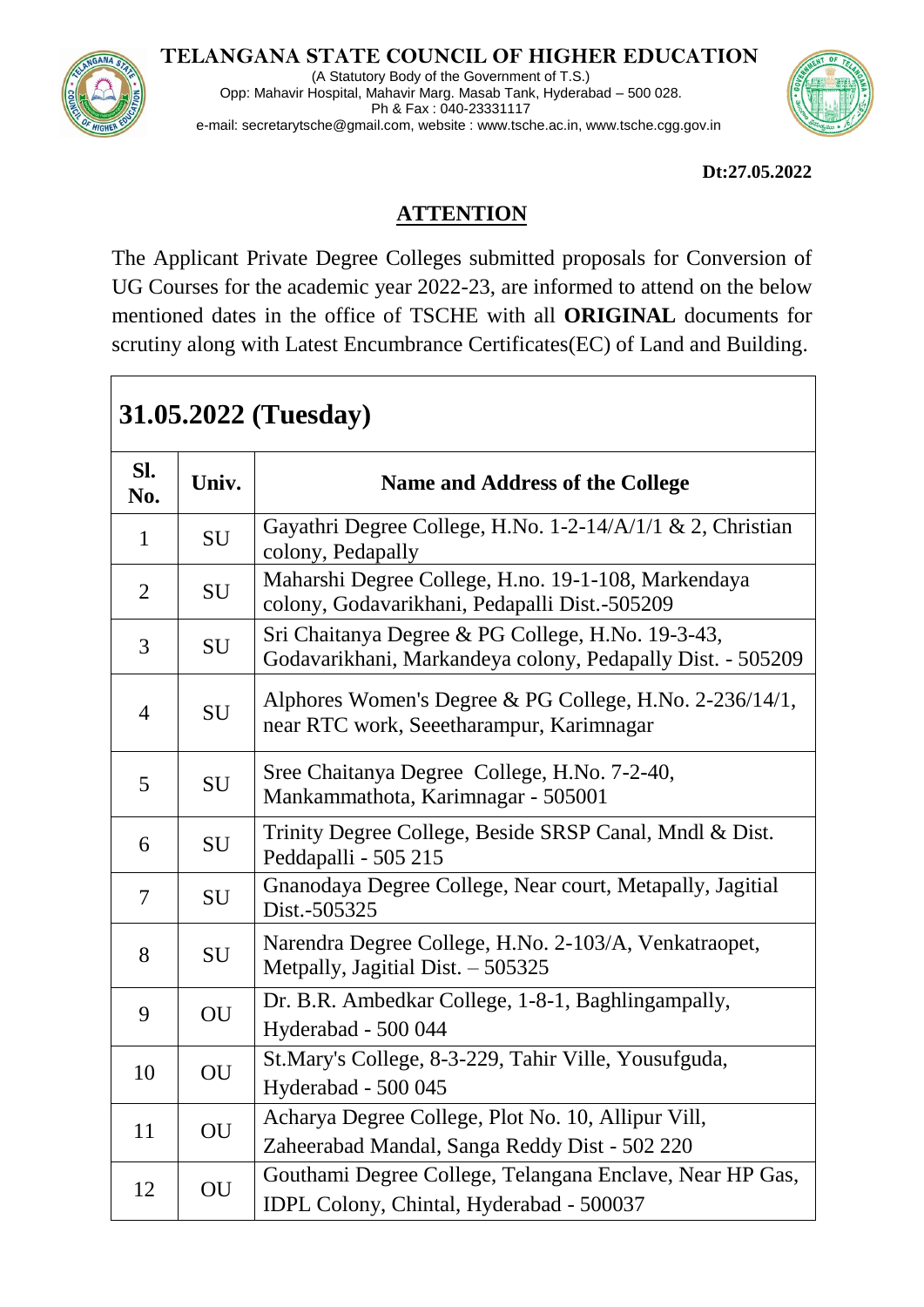# TELANGANA STATE COUNCIL OF HIGHER EDUCATION

(A Statutory Body of the Government of T.S.)
Opp: Mahavir Hospital, Mahavir Marg. Masab Tank, Hyderabad – 500 028.
Ph & Fax : 040-23331117
e-mail: secretarytsche@gmail.com, website : www.tsche.ac.in, www.tsche.cgg.gov.in

**Dt:27.05.2022**

## ATTENTION

The Applicant Private Degree Colleges submitted proposals for Conversion of UG Courses for the academic year 2022-23, are informed to attend on the below mentioned dates in the office of TSCHE with all **ORIGINAL** documents for scrutiny along with Latest Encumbrance Certificates(EC) of Land and Building.

**31.05.2022 (Tuesday)**

| Sl. No. | Univ. | Name and Address of the College |
|---|---|---|
| 1 | SU | Gayathri Degree College, H.No. 1-2-14/A/1/1 & 2, Christian colony, Pedapally |
| 2 | SU | Maharshi Degree College, H.no. 19-1-108, Markendaya colony, Godavarikhani, Pedapalli Dist.-505209 |
| 3 | SU | Sri Chaitanya Degree & PG College, H.No. 19-3-43, Godavarikhani, Markandeya colony, Pedapally Dist. - 505209 |
| 4 | SU | Alphores Women's Degree & PG College, H.No. 2-236/14/1, near RTC work, Seetharampur, Karimnagar |
| 5 | SU | Sree Chaitanya Degree College, H.No. 7-2-40, Mankammathota, Karimnagar - 505001 |
| 6 | SU | Trinity Degree College, Beside SRSP Canal, Mndl & Dist. Peddapalli - 505 215 |
| 7 | SU | Gnanodaya Degree College, Near court, Metapally, Jagitial Dist.-505325 |
| 8 | SU | Narendra Degree College, H.No. 2-103/A, Venkatraopet, Metpally, Jagitial Dist. – 505325 |
| 9 | OU | Dr. B.R. Ambedkar College, 1-8-1, Baghlingampally, Hyderabad - 500 044 |
| 10 | OU | St.Mary's College, 8-3-229, Tahir Ville, Yousufguda, Hyderabad - 500 045 |
| 11 | OU | Acharya Degree College, Plot No. 10, Allipur Vill, Zaheerabad Mandal, Sanga Reddy Dist - 502 220 |
| 12 | OU | Gouthami Degree College, Telangana Enclave, Near HP Gas, IDPL Colony, Chintal, Hyderabad - 500037 |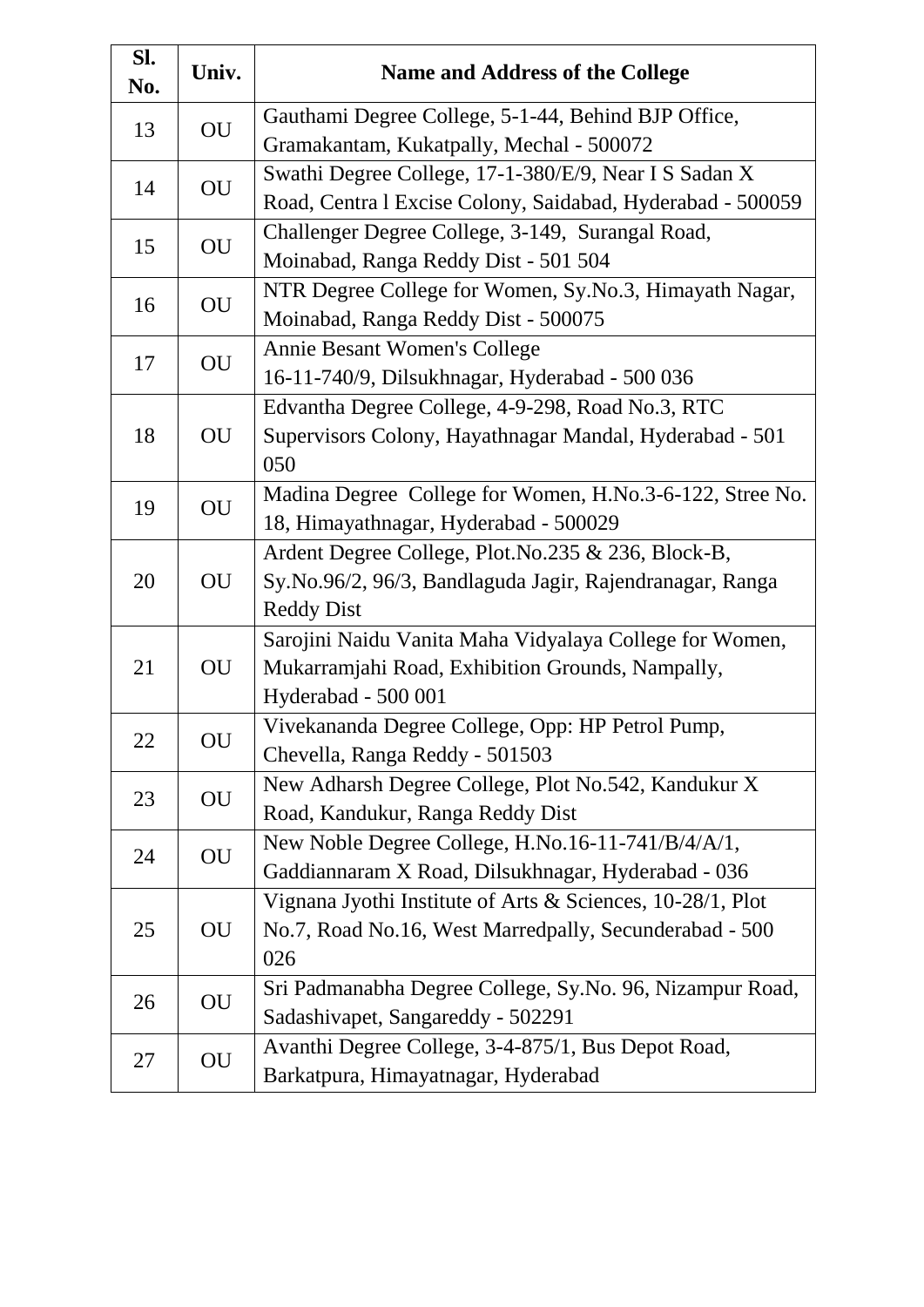| Sl. No. | Univ. | Name and Address of the College |
|---|---|---|
| 13 | OU | Gauthami Degree College, 5-1-44, Behind BJP Office, Gramakantam, Kukatpally, Mechal - 500072 |
| 14 | OU | Swathi Degree College, 17-1-380/E/9, Near I S Sadan X Road, Centra l Excise Colony, Saidabad, Hyderabad - 500059 |
| 15 | OU | Challenger Degree College, 3-149, Surangal Road, Moinabad, Ranga Reddy Dist - 501 504 |
| 16 | OU | NTR Degree College for Women, Sy.No.3, Himayath Nagar, Moinabad, Ranga Reddy Dist - 500075 |
| 17 | OU | Annie Besant Women's College 16-11-740/9, Dilsukhnagar, Hyderabad - 500 036 |
| 18 | OU | Edvantha Degree College, 4-9-298, Road No.3, RTC Supervisors Colony, Hayathnagar Mandal, Hyderabad - 501 050 |
| 19 | OU | Madina Degree College for Women, H.No.3-6-122, Stree No. 18, Himayathnagar, Hyderabad - 500029 |
| 20 | OU | Ardent Degree College, Plot.No.235 & 236, Block-B, Sy.No.96/2, 96/3, Bandlaguda Jagir, Rajendranagar, Ranga Reddy Dist |
| 21 | OU | Sarojini Naidu Vanita Maha Vidyalaya College for Women, Mukarramjahi Road, Exhibition Grounds, Nampally, Hyderabad - 500 001 |
| 22 | OU | Vivekananda Degree College, Opp: HP Petrol Pump, Chevella, Ranga Reddy - 501503 |
| 23 | OU | New Adharsh Degree College, Plot No.542, Kandukur X Road, Kandukur, Ranga Reddy Dist |
| 24 | OU | New Noble Degree College, H.No.16-11-741/B/4/A/1, Gaddiannaram X Road, Dilsukhnagar, Hyderabad - 036 |
| 25 | OU | Vignana Jyothi Institute of Arts & Sciences, 10-28/1, Plot No.7, Road No.16, West Marredpally, Secunderabad - 500 026 |
| 26 | OU | Sri Padmanabha Degree College, Sy.No. 96, Nizampur Road, Sadashivapet, Sangareddy - 502291 |
| 27 | OU | Avanthi Degree College, 3-4-875/1, Bus Depot Road, Barkatpura, Himayatnagar, Hyderabad |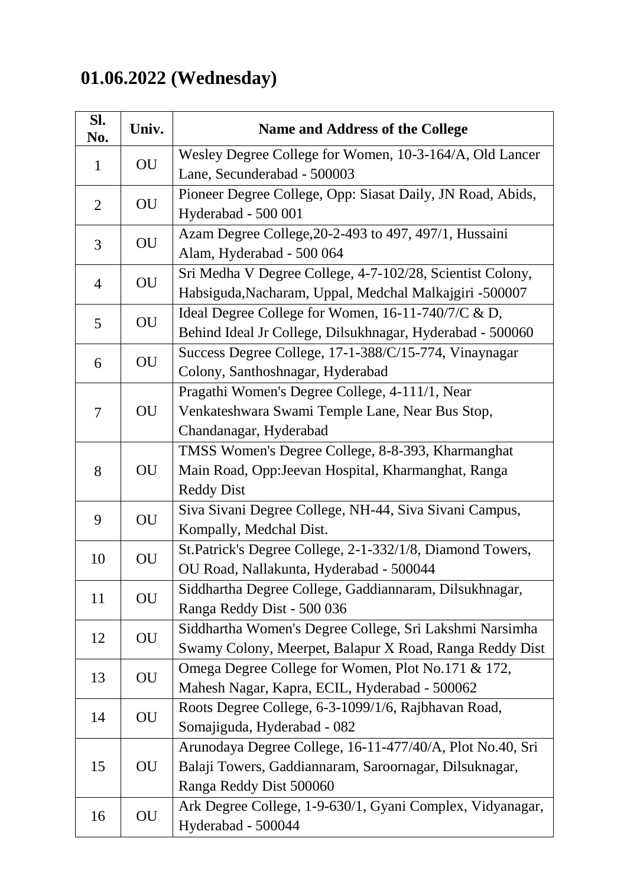## 01.06.2022 (Wednesday)

| Sl. No. | Univ. | Name and Address of the College |
|---|---|---|
| 1 | OU | Wesley Degree College for Women, 10-3-164/A, Old Lancer Lane, Secunderabad - 500003 |
| 2 | OU | Pioneer Degree College, Opp: Siasat Daily, JN Road, Abids, Hyderabad - 500 001 |
| 3 | OU | Azam Degree College,20-2-493 to 497, 497/1, Hussaini Alam, Hyderabad - 500 064 |
| 4 | OU | Sri Medha V Degree College, 4-7-102/28, Scientist Colony, Habsiguda,Nacharam, Uppal, Medchal Malkajgiri -500007 |
| 5 | OU | Ideal Degree College for Women, 16-11-740/7/C & D, Behind Ideal Jr College, Dilsukhnagar, Hyderabad - 500060 |
| 6 | OU | Success Degree College, 17-1-388/C/15-774, Vinaynagar Colony, Santhoshnagar, Hyderabad |
| 7 | OU | Pragathi Women's Degree College, 4-111/1, Near Venkateshwara Swami Temple Lane, Near Bus Stop, Chandanagar, Hyderabad |
| 8 | OU | TMSS Women's Degree College, 8-8-393, Kharmanghat Main Road, Opp:Jeevan Hospital, Kharmanghat, Ranga Reddy Dist |
| 9 | OU | Siva Sivani Degree College, NH-44, Siva Sivani Campus, Kompally, Medchal Dist. |
| 10 | OU | St.Patrick's Degree College, 2-1-332/1/8, Diamond Towers, OU Road, Nallakunta, Hyderabad - 500044 |
| 11 | OU | Siddhartha Degree College, Gaddiannaram, Dilsukhnagar, Ranga Reddy Dist - 500 036 |
| 12 | OU | Siddhartha Women's Degree College, Sri Lakshmi Narsimha Swamy Colony, Meerpet, Balapur X Road, Ranga Reddy Dist |
| 13 | OU | Omega Degree College for Women, Plot No.171 & 172, Mahesh Nagar, Kapra, ECIL, Hyderabad - 500062 |
| 14 | OU | Roots Degree College, 6-3-1099/1/6, Rajbhavan Road, Somajiguda, Hyderabad - 082 |
| 15 | OU | Arunodaya Degree College, 16-11-477/40/A, Plot No.40, Sri Balaji Towers, Gaddiannaram, Saroornagar, Dilsuknagar, Ranga Reddy Dist 500060 |
| 16 | OU | Ark Degree College, 1-9-630/1, Gyani Complex, Vidyanagar, Hyderabad - 500044 |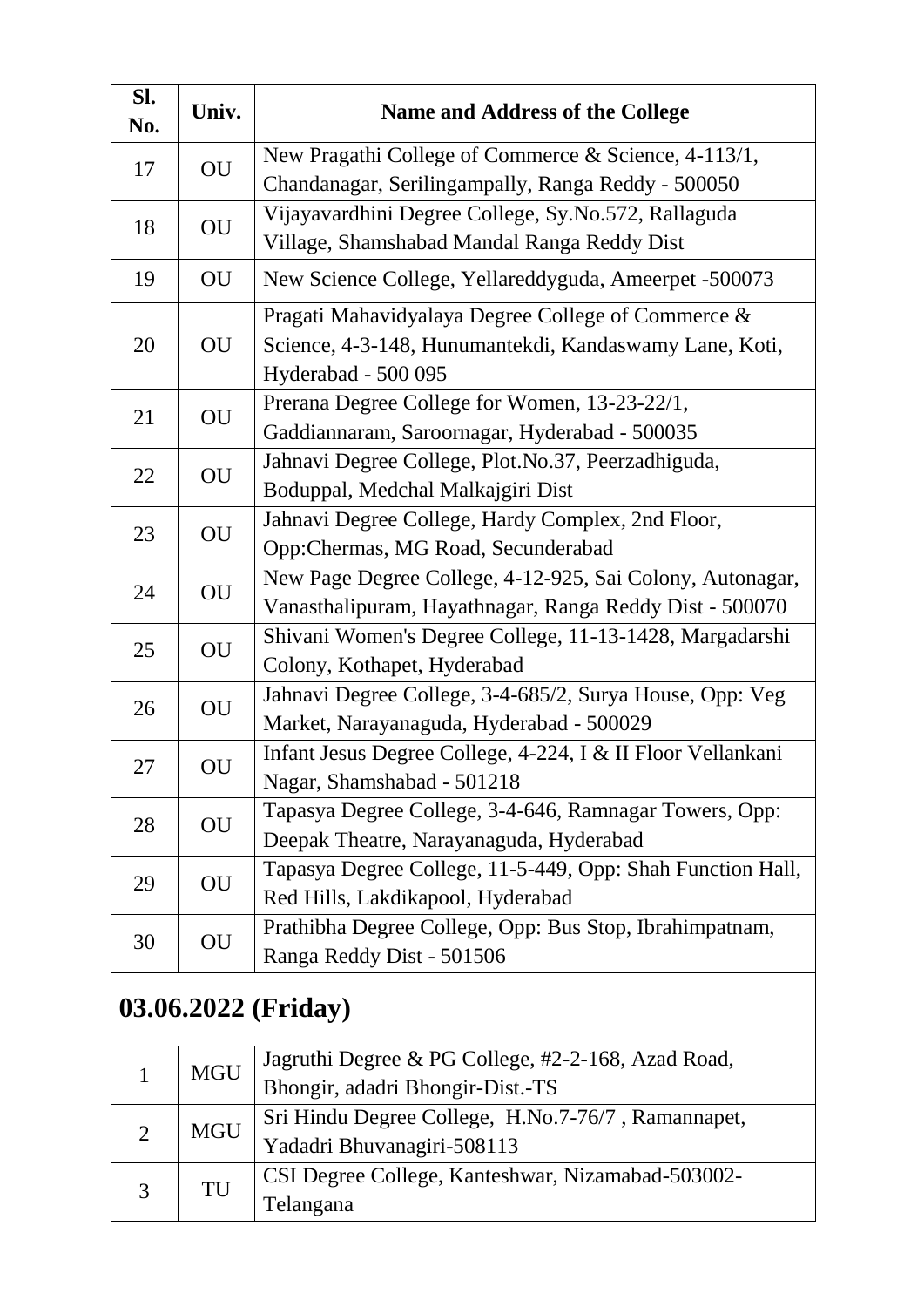| Sl. No. | Univ. | Name and Address of the College |
| --- | --- | --- |
| 17 | OU | New Pragathi College of Commerce & Science, 4-113/1, Chandanagar, Serilingampally, Ranga Reddy - 500050 |
| 18 | OU | Vijayavardhini Degree College, Sy.No.572, Rallaguda Village, Shamshabad Mandal Ranga Reddy Dist |
| 19 | OU | New Science College, Yellareddyguda, Ameerpet -500073 |
| 20 | OU | Pragati Mahavidyalaya Degree College of Commerce & Science, 4-3-148, Hunumantekdi, Kandaswamy Lane, Koti, Hyderabad - 500 095 |
| 21 | OU | Prerana Degree College for Women, 13-23-22/1, Gaddiannaram, Saroornagar, Hyderabad - 500035 |
| 22 | OU | Jahnavi Degree College, Plot.No.37, Peerzadhiguda, Boduppal, Medchal Malkajgiri Dist |
| 23 | OU | Jahnavi Degree College, Hardy Complex, 2nd Floor, Opp:Chermas, MG Road, Secunderabad |
| 24 | OU | New Page Degree College, 4-12-925, Sai Colony, Autonagar, Vanasthalipuram, Hayathnagar, Ranga Reddy Dist - 500070 |
| 25 | OU | Shivani Women's Degree College, 11-13-1428, Margadarshi Colony, Kothapet, Hyderabad |
| 26 | OU | Jahnavi Degree College, 3-4-685/2, Surya House, Opp: Veg Market, Narayanaguda, Hyderabad - 500029 |
| 27 | OU | Infant Jesus Degree College, 4-224, I & II Floor Vellankani Nagar, Shamshabad - 501218 |
| 28 | OU | Tapasya Degree College, 3-4-646, Ramnagar Towers, Opp: Deepak Theatre, Narayanaguda, Hyderabad |
| 29 | OU | Tapasya Degree College, 11-5-449, Opp: Shah Function Hall, Red Hills, Lakdikapool, Hyderabad |
| 30 | OU | Prathibha Degree College, Opp: Bus Stop, Ibrahimpatnam, Ranga Reddy Dist - 501506 |

## 03.06.2022 (Friday)

| Sl. No. | Univ. | Name and Address of the College |
| --- | --- | --- |
| 1 | MGU | Jagruthi Degree & PG College, #2-2-168, Azad Road, Bhongir, adadri Bhongir-Dist.-TS |
| 2 | MGU | Sri Hindu Degree College, H.No.7-76/7 , Ramannapet, Yadadri Bhuvanagiri-508113 |
| 3 | TU | CSI Degree College, Kanteshwar, Nizamabad-503002-Telangana |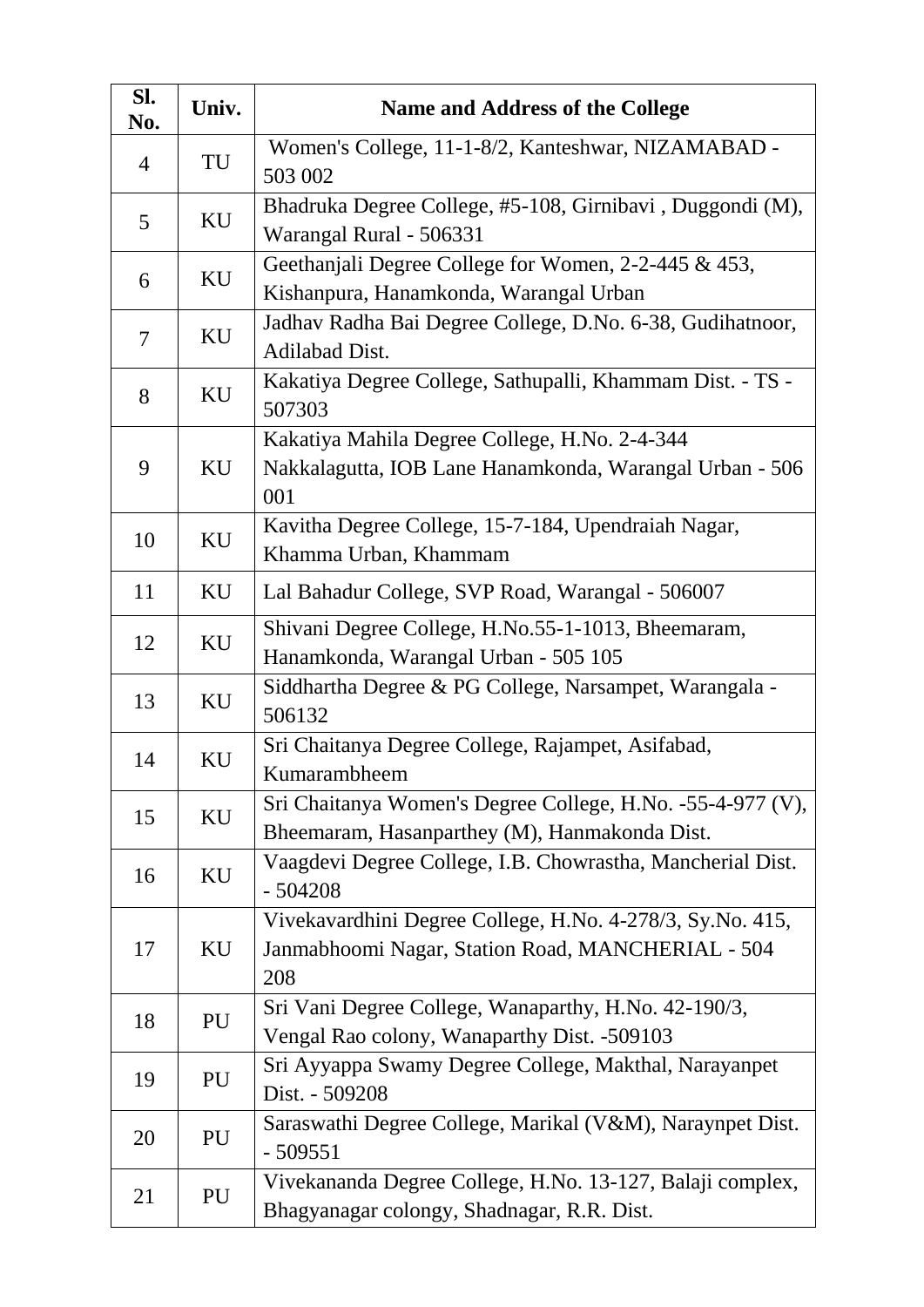| Sl. No. | Univ. | Name and Address of the College |
|---|---|---|
| 4 | TU | Women's College, 11-1-8/2, Kanteshwar, NIZAMABAD - 503 002 |
| 5 | KU | Bhadruka Degree College, #5-108, Girnibavi , Duggondi (M), Warangal Rural - 506331 |
| 6 | KU | Geethanjali Degree College for Women, 2-2-445 & 453, Kishanpura, Hanamkonda, Warangal Urban |
| 7 | KU | Jadhav Radha Bai Degree College, D.No. 6-38, Gudihatnoor, Adilabad Dist. |
| 8 | KU | Kakatiya Degree College, Sathupalli, Khammam Dist. - TS - 507303 |
| 9 | KU | Kakatiya Mahila Degree College, H.No. 2-4-344 Nakkalagutta, IOB Lane Hanamkonda, Warangal Urban - 506 001 |
| 10 | KU | Kavitha Degree College, 15-7-184, Upendraiah Nagar, Khamma Urban, Khammam |
| 11 | KU | Lal Bahadur College, SVP Road, Warangal - 506007 |
| 12 | KU | Shivani Degree College, H.No.55-1-1013, Bheemaram, Hanamkonda, Warangal Urban - 505 105 |
| 13 | KU | Siddhartha Degree & PG College, Narsampet, Warangala - 506132 |
| 14 | KU | Sri Chaitanya Degree College, Rajampet, Asifabad, Kumarambheem |
| 15 | KU | Sri Chaitanya Women's Degree College, H.No. -55-4-977 (V), Bheemaram, Hasanparthey (M), Hanmakonda Dist. |
| 16 | KU | Vaagdevi Degree College, I.B. Chowrastha, Mancherial Dist. - 504208 |
| 17 | KU | Vivekavardhini Degree College, H.No. 4-278/3, Sy.No. 415, Janmabhoomi Nagar, Station Road, MANCHERIAL - 504 208 |
| 18 | PU | Sri Vani Degree College, Wanaparthy, H.No. 42-190/3, Vengal Rao colony, Wanaparthy Dist. -509103 |
| 19 | PU | Sri Ayyappa Swamy Degree College, Makthal, Narayanpet Dist. - 509208 |
| 20 | PU | Saraswathi Degree College, Marikal (V&M), Naraynpet Dist. - 509551 |
| 21 | PU | Vivekananda Degree College, H.No. 13-127, Balaji complex, Bhagyanagar colongy, Shadnagar, R.R. Dist. |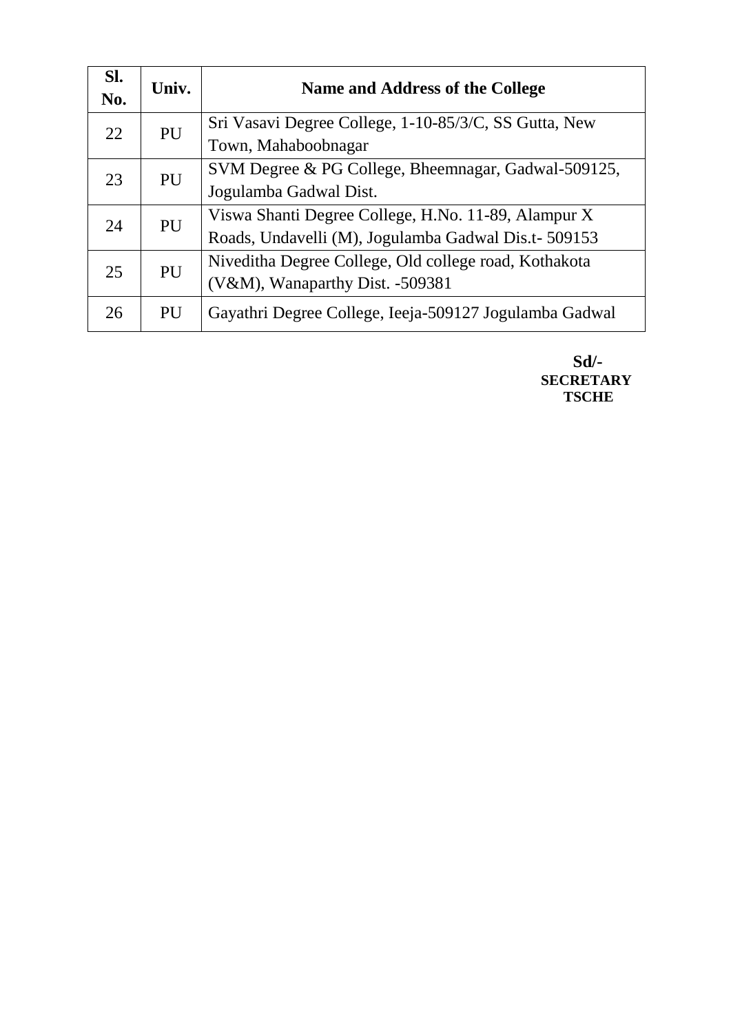| Sl. No. | Univ. | Name and Address of the College |
|---|---|---|
| 22 | PU | Sri Vasavi Degree College, 1-10-85/3/C, SS Gutta, New Town, Mahaboobnagar |
| 23 | PU | SVM Degree & PG College, Bheemnagar, Gadwal-509125, Jogulamba Gadwal Dist. |
| 24 | PU | Viswa Shanti Degree College, H.No. 11-89, Alampur X Roads, Undavelli (M), Jogulamba Gadwal Dis.t- 509153 |
| 25 | PU | Niveditha Degree College, Old college road, Kothakota (V&M), Wanaparthy Dist. -509381 |
| 26 | PU | Gayathri Degree College, Ieeja-509127 Jogulamba Gadwal |

**Sd/-**
**SECRETARY**
**TSCHE**